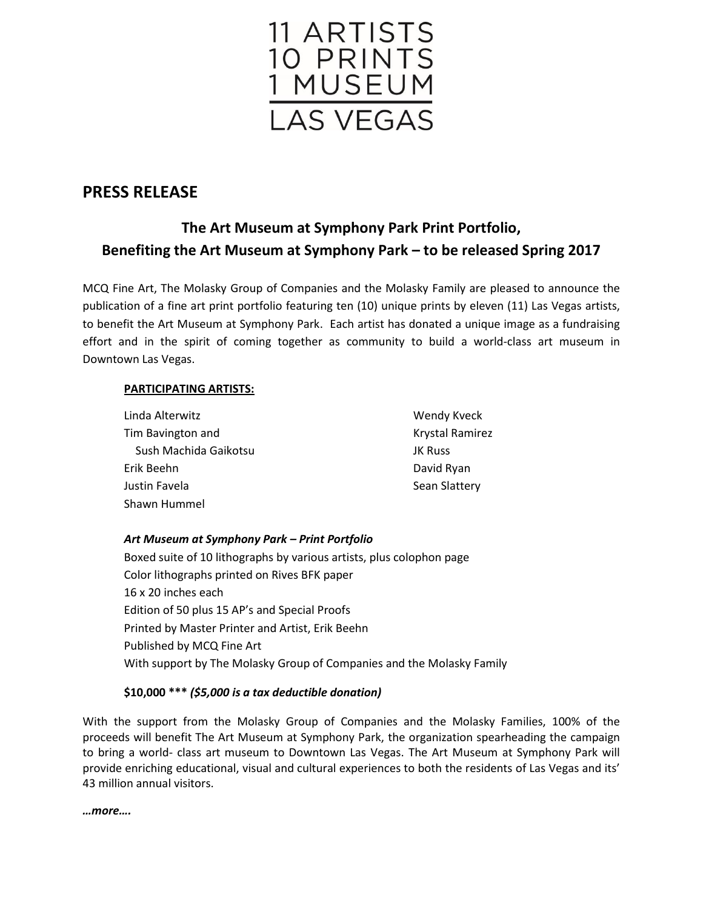# 11 ARTISTS
# 10 PRINTS
# 1 MUSEUM
# LAS VEGAS

## PRESS RELEASE

### The Art Museum at Symphony Park Print Portfolio, Benefiting the Art Museum at Symphony Park – to be released Spring 2017

MCQ Fine Art, The Molasky Group of Companies and the Molasky Family are pleased to announce the publication of a fine art print portfolio featuring ten (10) unique prints by eleven (11) Las Vegas artists, to benefit the Art Museum at Symphony Park. Each artist has donated a unique image as a fundraising effort and in the spirit of coming together as community to build a world-class art museum in Downtown Las Vegas.

**PARTICIPATING ARTISTS:**

Linda Alterwitz
Tim Bavington and
Sush Machida Gaikotsu
Erik Beehn
Justin Favela
Shawn Hummel
Wendy Kveck
Krystal Ramirez
JK Russ
David Ryan
Sean Slattery

***Art Museum at Symphony Park – Print Portfolio***

Boxed suite of 10 lithographs by various artists, plus colophon page
Color lithographs printed on Rives BFK paper
16 x 20 inches each
Edition of 50 plus 15 AP's and Special Proofs
Printed by Master Printer and Artist, Erik Beehn
Published by MCQ Fine Art
With support by The Molasky Group of Companies and the Molasky Family

**$10,000 \*\*\* *($5,000 is a tax deductible donation)***

With the support from the Molasky Group of Companies and the Molasky Families, 100% of the proceeds will benefit The Art Museum at Symphony Park, the organization spearheading the campaign to bring a world- class art museum to Downtown Las Vegas. The Art Museum at Symphony Park will provide enriching educational, visual and cultural experiences to both the residents of Las Vegas and its' 43 million annual visitors.

***…more….***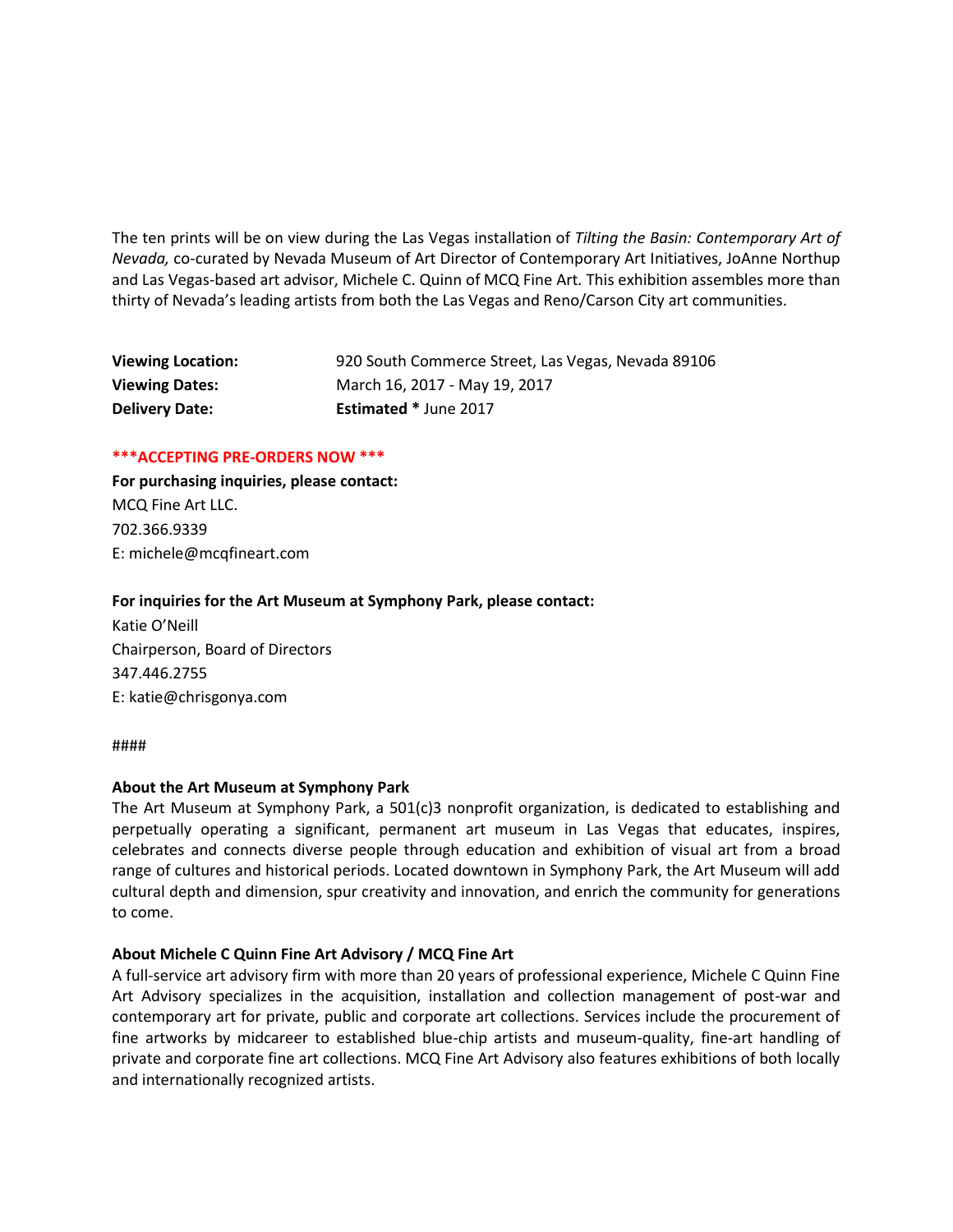The ten prints will be on view during the Las Vegas installation of *Tilting the Basin: Contemporary Art of Nevada,* co-curated by Nevada Museum of Art Director of Contemporary Art Initiatives, JoAnne Northup and Las Vegas-based art advisor, Michele C. Quinn of MCQ Fine Art. This exhibition assembles more than thirty of Nevada's leading artists from both the Las Vegas and Reno/Carson City art communities.

| | |
|---|---|
| **Viewing Location:** | 920 South Commerce Street, Las Vegas, Nevada 89106 |
| **Viewing Dates:** | March 16, 2017 - May 19, 2017 |
| **Delivery Date:** | **Estimated \*** June 2017 |

**\*\*\*ACCEPTING PRE-ORDERS NOW \*\*\***

**For purchasing inquiries, please contact:**
MCQ Fine Art LLC.
702.366.9339
E: michele@mcqfineart.com

**For inquiries for the Art Museum at Symphony Park, please contact:**
Katie O'Neill
Chairperson, Board of Directors
347.446.2755
E: katie@chrisgonya.com

####

**About the Art Museum at Symphony Park**
The Art Museum at Symphony Park, a 501(c)3 nonprofit organization, is dedicated to establishing and perpetually operating a significant, permanent art museum in Las Vegas that educates, inspires, celebrates and connects diverse people through education and exhibition of visual art from a broad range of cultures and historical periods. Located downtown in Symphony Park, the Art Museum will add cultural depth and dimension, spur creativity and innovation, and enrich the community for generations to come.

**About Michele C Quinn Fine Art Advisory / MCQ Fine Art**
A full-service art advisory firm with more than 20 years of professional experience, Michele C Quinn Fine Art Advisory specializes in the acquisition, installation and collection management of post-war and contemporary art for private, public and corporate art collections. Services include the procurement of fine artworks by midcareer to established blue-chip artists and museum-quality, fine-art handling of private and corporate fine art collections. MCQ Fine Art Advisory also features exhibitions of both locally and internationally recognized artists.